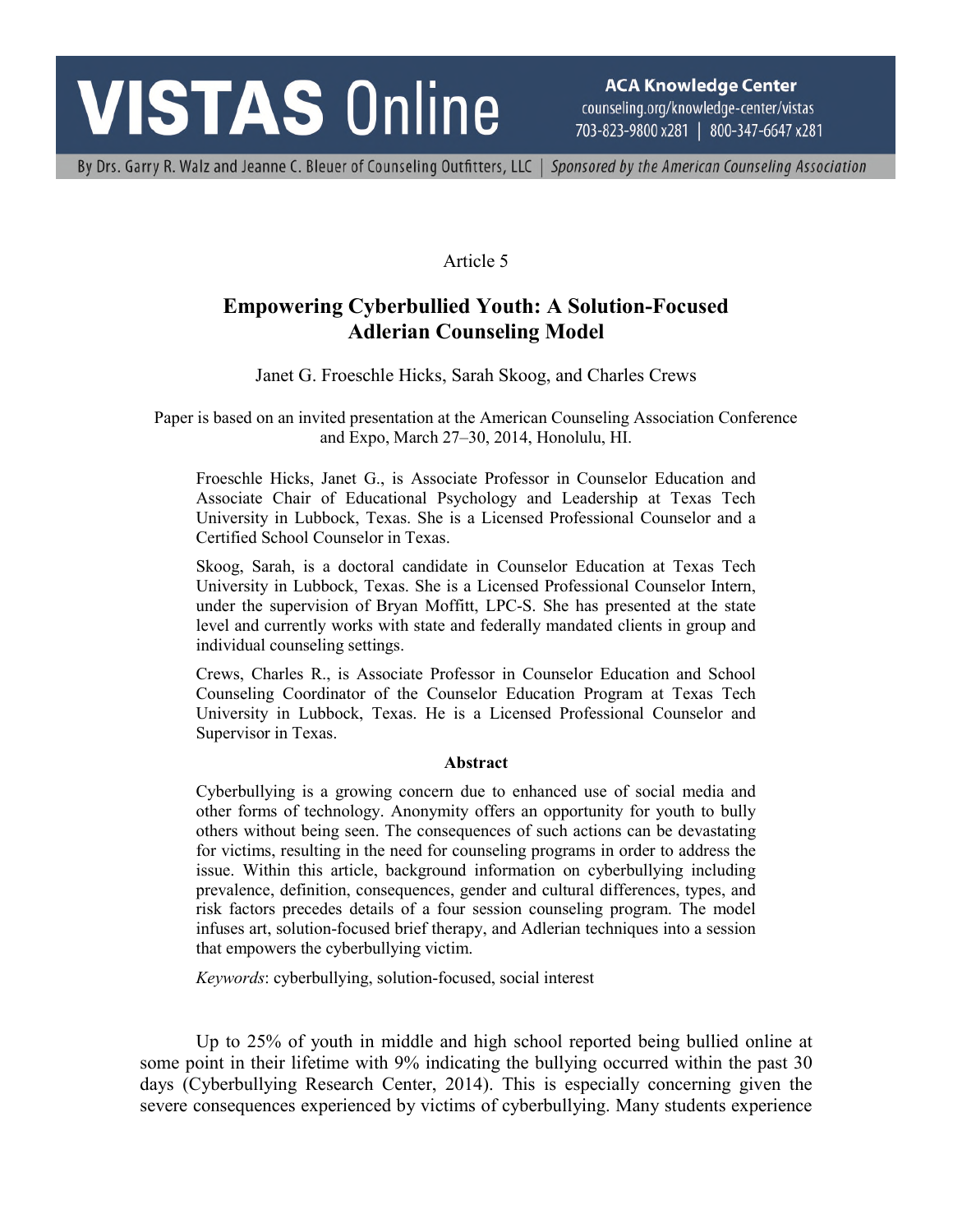Article 5

# Empowering Cyberbullied Youth: A Solution-Focused Adlerian Counseling Model

Janet G. Froeschle Hicks, Sarah Skoog, and Charles Crews

Paper is based on an invited presentation at the American Counseling Association Conference and Expo, March 27–30, 2014, Honolulu, HI.

Froeschle Hicks, Janet G., is Associate Professor in Counselor Education and Associate Chair of Educational Psychology and Leadership at Texas Tech University in Lubbock, Texas. She is a Licensed Professional Counselor and a Certified School Counselor in Texas.

Skoog, Sarah, is a doctoral candidate in Counselor Education at Texas Tech University in Lubbock, Texas. She is a Licensed Professional Counselor Intern, under the supervision of Bryan Moffitt, LPC-S. She has presented at the state level and currently works with state and federally mandated clients in group and individual counseling settings.

Crews, Charles R., is Associate Professor in Counselor Education and School Counseling Coordinator of the Counselor Education Program at Texas Tech University in Lubbock, Texas. He is a Licensed Professional Counselor and Supervisor in Texas.

**Abstract**

Cyberbullying is a growing concern due to enhanced use of social media and other forms of technology. Anonymity offers an opportunity for youth to bully others without being seen. The consequences of such actions can be devastating for victims, resulting in the need for counseling programs in order to address the issue. Within this article, background information on cyberbullying including prevalence, definition, consequences, gender and cultural differences, types, and risk factors precedes details of a four session counseling program. The model infuses art, solution-focused brief therapy, and Adlerian techniques into a session that empowers the cyberbullying victim.

*Keywords*: cyberbullying, solution-focused, social interest

Up to 25% of youth in middle and high school reported being bullied online at some point in their lifetime with 9% indicating the bullying occurred within the past 30 days (Cyberbullying Research Center, 2014). This is especially concerning given the severe consequences experienced by victims of cyberbullying. Many students experience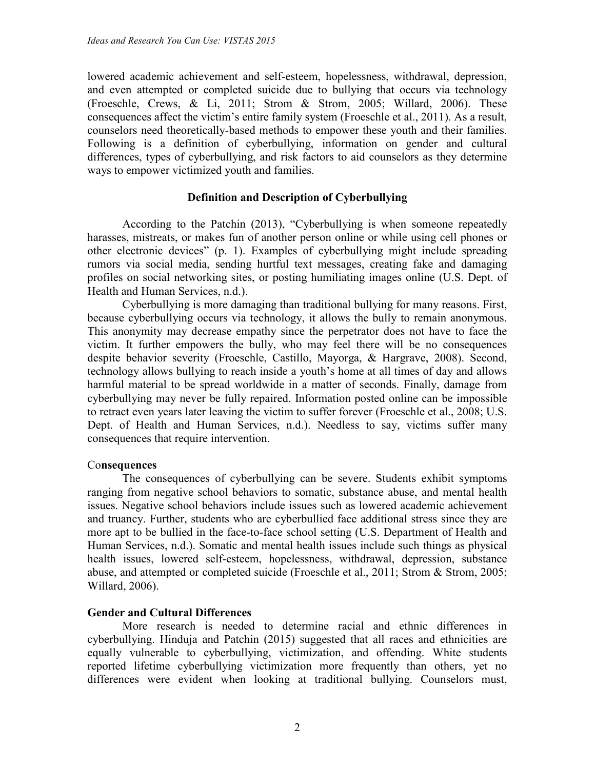lowered academic achievement and self-esteem, hopelessness, withdrawal, depression, and even attempted or completed suicide due to bullying that occurs via technology (Froeschle, Crews, & Li, 2011; Strom & Strom, 2005; Willard, 2006). These consequences affect the victim's entire family system (Froeschle et al., 2011). As a result, counselors need theoretically-based methods to empower these youth and their families. Following is a definition of cyberbullying, information on gender and cultural differences, types of cyberbullying, and risk factors to aid counselors as they determine ways to empower victimized youth and families.

## Definition and Description of Cyberbullying

According to the Patchin (2013), "Cyberbullying is when someone repeatedly harasses, mistreats, or makes fun of another person online or while using cell phones or other electronic devices" (p. 1). Examples of cyberbullying might include spreading rumors via social media, sending hurtful text messages, creating fake and damaging profiles on social networking sites, or posting humiliating images online (U.S. Dept. of Health and Human Services, n.d.).

Cyberbullying is more damaging than traditional bullying for many reasons. First, because cyberbullying occurs via technology, it allows the bully to remain anonymous. This anonymity may decrease empathy since the perpetrator does not have to face the victim. It further empowers the bully, who may feel there will be no consequences despite behavior severity (Froeschle, Castillo, Mayorga, & Hargrave, 2008). Second, technology allows bullying to reach inside a youth's home at all times of day and allows harmful material to be spread worldwide in a matter of seconds. Finally, damage from cyberbullying may never be fully repaired. Information posted online can be impossible to retract even years later leaving the victim to suffer forever (Froeschle et al., 2008; U.S. Dept. of Health and Human Services, n.d.). Needless to say, victims suffer many consequences that require intervention.

### Consequences

The consequences of cyberbullying can be severe. Students exhibit symptoms ranging from negative school behaviors to somatic, substance abuse, and mental health issues. Negative school behaviors include issues such as lowered academic achievement and truancy. Further, students who are cyberbullied face additional stress since they are more apt to be bullied in the face-to-face school setting (U.S. Department of Health and Human Services, n.d.). Somatic and mental health issues include such things as physical health issues, lowered self-esteem, hopelessness, withdrawal, depression, substance abuse, and attempted or completed suicide (Froeschle et al., 2011; Strom & Strom, 2005; Willard, 2006).

### Gender and Cultural Differences

More research is needed to determine racial and ethnic differences in cyberbullying. Hinduja and Patchin (2015) suggested that all races and ethnicities are equally vulnerable to cyberbullying, victimization, and offending. White students reported lifetime cyberbullying victimization more frequently than others, yet no differences were evident when looking at traditional bullying. Counselors must,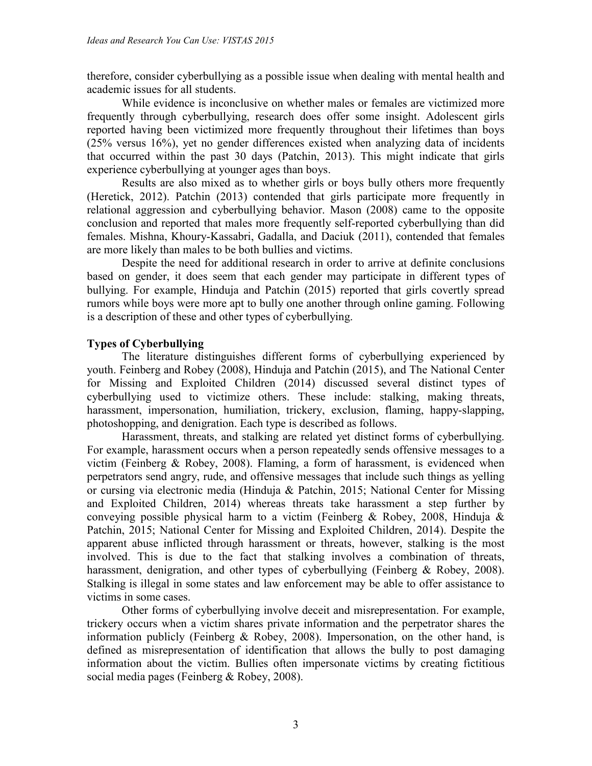therefore, consider cyberbullying as a possible issue when dealing with mental health and academic issues for all students.

While evidence is inconclusive on whether males or females are victimized more frequently through cyberbullying, research does offer some insight. Adolescent girls reported having been victimized more frequently throughout their lifetimes than boys (25% versus 16%), yet no gender differences existed when analyzing data of incidents that occurred within the past 30 days (Patchin, 2013). This might indicate that girls experience cyberbullying at younger ages than boys.

Results are also mixed as to whether girls or boys bully others more frequently (Heretick, 2012). Patchin (2013) contended that girls participate more frequently in relational aggression and cyberbullying behavior. Mason (2008) came to the opposite conclusion and reported that males more frequently self-reported cyberbullying than did females. Mishna, Khoury-Kassabri, Gadalla, and Daciuk (2011), contended that females are more likely than males to be both bullies and victims.

Despite the need for additional research in order to arrive at definite conclusions based on gender, it does seem that each gender may participate in different types of bullying. For example, Hinduja and Patchin (2015) reported that girls covertly spread rumors while boys were more apt to bully one another through online gaming. Following is a description of these and other types of cyberbullying.

**Types of Cyberbullying**

The literature distinguishes different forms of cyberbullying experienced by youth. Feinberg and Robey (2008), Hinduja and Patchin (2015), and The National Center for Missing and Exploited Children (2014) discussed several distinct types of cyberbullying used to victimize others. These include: stalking, making threats, harassment, impersonation, humiliation, trickery, exclusion, flaming, happy-slapping, photoshopping, and denigration. Each type is described as follows.

Harassment, threats, and stalking are related yet distinct forms of cyberbullying. For example, harassment occurs when a person repeatedly sends offensive messages to a victim (Feinberg & Robey, 2008). Flaming, a form of harassment, is evidenced when perpetrators send angry, rude, and offensive messages that include such things as yelling or cursing via electronic media (Hinduja & Patchin, 2015; National Center for Missing and Exploited Children, 2014) whereas threats take harassment a step further by conveying possible physical harm to a victim (Feinberg & Robey, 2008, Hinduja & Patchin, 2015; National Center for Missing and Exploited Children, 2014). Despite the apparent abuse inflicted through harassment or threats, however, stalking is the most involved. This is due to the fact that stalking involves a combination of threats, harassment, denigration, and other types of cyberbullying (Feinberg & Robey, 2008). Stalking is illegal in some states and law enforcement may be able to offer assistance to victims in some cases.

Other forms of cyberbullying involve deceit and misrepresentation. For example, trickery occurs when a victim shares private information and the perpetrator shares the information publicly (Feinberg & Robey, 2008). Impersonation, on the other hand, is defined as misrepresentation of identification that allows the bully to post damaging information about the victim. Bullies often impersonate victims by creating fictitious social media pages (Feinberg & Robey, 2008).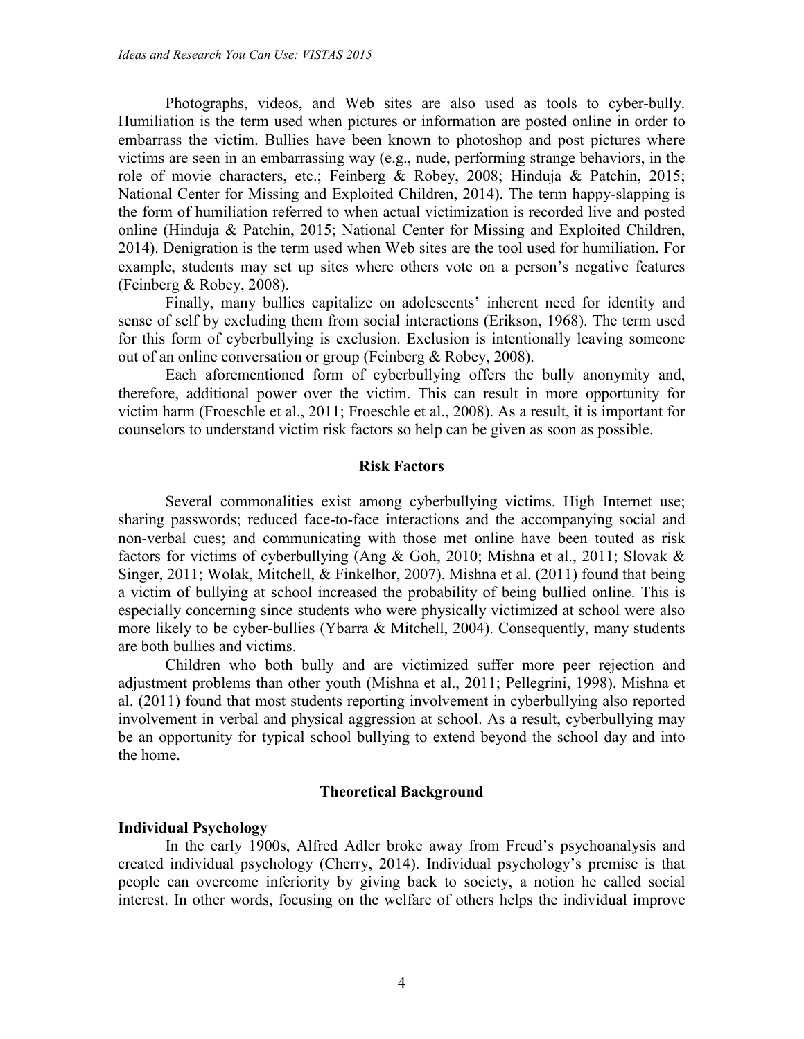Photographs, videos, and Web sites are also used as tools to cyber-bully. Humiliation is the term used when pictures or information are posted online in order to embarrass the victim. Bullies have been known to photoshop and post pictures where victims are seen in an embarrassing way (e.g., nude, performing strange behaviors, in the role of movie characters, etc.; Feinberg & Robey, 2008; Hinduja & Patchin, 2015; National Center for Missing and Exploited Children, 2014). The term happy-slapping is the form of humiliation referred to when actual victimization is recorded live and posted online (Hinduja & Patchin, 2015; National Center for Missing and Exploited Children, 2014). Denigration is the term used when Web sites are the tool used for humiliation. For example, students may set up sites where others vote on a person's negative features (Feinberg & Robey, 2008).

Finally, many bullies capitalize on adolescents' inherent need for identity and sense of self by excluding them from social interactions (Erikson, 1968). The term used for this form of cyberbullying is exclusion. Exclusion is intentionally leaving someone out of an online conversation or group (Feinberg & Robey, 2008).

Each aforementioned form of cyberbullying offers the bully anonymity and, therefore, additional power over the victim. This can result in more opportunity for victim harm (Froeschle et al., 2011; Froeschle et al., 2008). As a result, it is important for counselors to understand victim risk factors so help can be given as soon as possible.

## Risk Factors

Several commonalities exist among cyberbullying victims. High Internet use; sharing passwords; reduced face-to-face interactions and the accompanying social and non-verbal cues; and communicating with those met online have been touted as risk factors for victims of cyberbullying (Ang & Goh, 2010; Mishna et al., 2011; Slovak & Singer, 2011; Wolak, Mitchell, & Finkelhor, 2007). Mishna et al. (2011) found that being a victim of bullying at school increased the probability of being bullied online. This is especially concerning since students who were physically victimized at school were also more likely to be cyber-bullies (Ybarra & Mitchell, 2004). Consequently, many students are both bullies and victims.

Children who both bully and are victimized suffer more peer rejection and adjustment problems than other youth (Mishna et al., 2011; Pellegrini, 1998). Mishna et al. (2011) found that most students reporting involvement in cyberbullying also reported involvement in verbal and physical aggression at school. As a result, cyberbullying may be an opportunity for typical school bullying to extend beyond the school day and into the home.

## Theoretical Background

### Individual Psychology

In the early 1900s, Alfred Adler broke away from Freud's psychoanalysis and created individual psychology (Cherry, 2014). Individual psychology's premise is that people can overcome inferiority by giving back to society, a notion he called social interest. In other words, focusing on the welfare of others helps the individual improve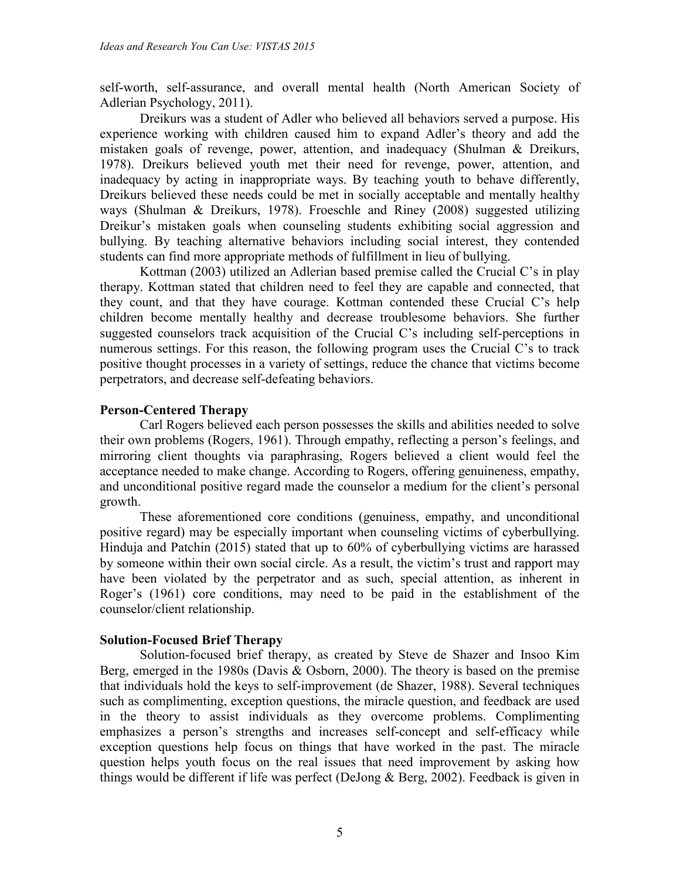self-worth, self-assurance, and overall mental health (North American Society of Adlerian Psychology, 2011).

Dreikurs was a student of Adler who believed all behaviors served a purpose. His experience working with children caused him to expand Adler's theory and add the mistaken goals of revenge, power, attention, and inadequacy (Shulman & Dreikurs, 1978). Dreikurs believed youth met their need for revenge, power, attention, and inadequacy by acting in inappropriate ways. By teaching youth to behave differently, Dreikurs believed these needs could be met in socially acceptable and mentally healthy ways (Shulman & Dreikurs, 1978). Froeschle and Riney (2008) suggested utilizing Dreikur's mistaken goals when counseling students exhibiting social aggression and bullying. By teaching alternative behaviors including social interest, they contended students can find more appropriate methods of fulfillment in lieu of bullying.

Kottman (2003) utilized an Adlerian based premise called the Crucial C's in play therapy. Kottman stated that children need to feel they are capable and connected, that they count, and that they have courage. Kottman contended these Crucial C's help children become mentally healthy and decrease troublesome behaviors. She further suggested counselors track acquisition of the Crucial C's including self-perceptions in numerous settings. For this reason, the following program uses the Crucial C's to track positive thought processes in a variety of settings, reduce the chance that victims become perpetrators, and decrease self-defeating behaviors.

### Person-Centered Therapy

Carl Rogers believed each person possesses the skills and abilities needed to solve their own problems (Rogers, 1961). Through empathy, reflecting a person's feelings, and mirroring client thoughts via paraphrasing, Rogers believed a client would feel the acceptance needed to make change. According to Rogers, offering genuineness, empathy, and unconditional positive regard made the counselor a medium for the client's personal growth.

These aforementioned core conditions (genuiness, empathy, and unconditional positive regard) may be especially important when counseling victims of cyberbullying. Hinduja and Patchin (2015) stated that up to 60% of cyberbullying victims are harassed by someone within their own social circle. As a result, the victim's trust and rapport may have been violated by the perpetrator and as such, special attention, as inherent in Roger's (1961) core conditions, may need to be paid in the establishment of the counselor/client relationship.

### Solution-Focused Brief Therapy

Solution-focused brief therapy, as created by Steve de Shazer and Insoo Kim Berg, emerged in the 1980s (Davis & Osborn, 2000). The theory is based on the premise that individuals hold the keys to self-improvement (de Shazer, 1988). Several techniques such as complimenting, exception questions, the miracle question, and feedback are used in the theory to assist individuals as they overcome problems. Complimenting emphasizes a person's strengths and increases self-concept and self-efficacy while exception questions help focus on things that have worked in the past. The miracle question helps youth focus on the real issues that need improvement by asking how things would be different if life was perfect (DeJong & Berg, 2002). Feedback is given in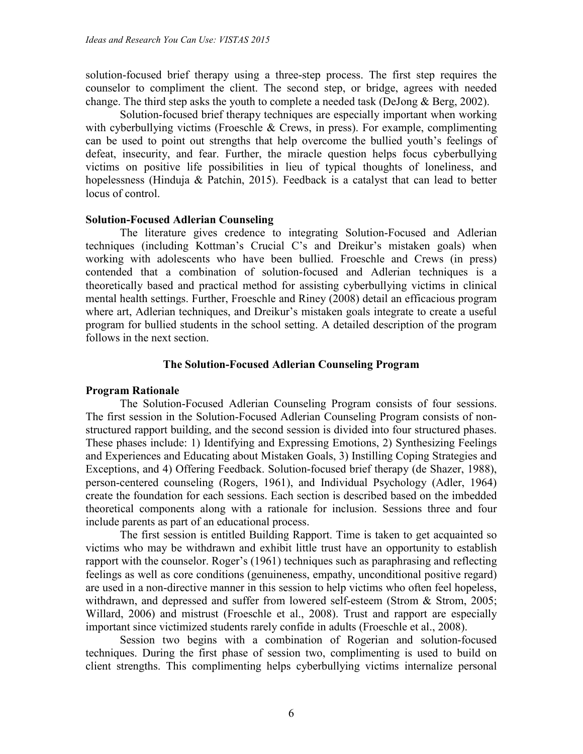solution-focused brief therapy using a three-step process. The first step requires the counselor to compliment the client. The second step, or bridge, agrees with needed change. The third step asks the youth to complete a needed task (DeJong & Berg, 2002).

Solution-focused brief therapy techniques are especially important when working with cyberbullying victims (Froeschle & Crews, in press). For example, complimenting can be used to point out strengths that help overcome the bullied youth's feelings of defeat, insecurity, and fear. Further, the miracle question helps focus cyberbullying victims on positive life possibilities in lieu of typical thoughts of loneliness, and hopelessness (Hinduja & Patchin, 2015). Feedback is a catalyst that can lead to better locus of control.

### Solution-Focused Adlerian Counseling

The literature gives credence to integrating Solution-Focused and Adlerian techniques (including Kottman's Crucial C's and Dreikur's mistaken goals) when working with adolescents who have been bullied. Froeschle and Crews (in press) contended that a combination of solution-focused and Adlerian techniques is a theoretically based and practical method for assisting cyberbullying victims in clinical mental health settings. Further, Froeschle and Riney (2008) detail an efficacious program where art, Adlerian techniques, and Dreikur's mistaken goals integrate to create a useful program for bullied students in the school setting. A detailed description of the program follows in the next section.

## The Solution-Focused Adlerian Counseling Program

### Program Rationale

The Solution-Focused Adlerian Counseling Program consists of four sessions. The first session in the Solution-Focused Adlerian Counseling Program consists of non-structured rapport building, and the second session is divided into four structured phases. These phases include: 1) Identifying and Expressing Emotions, 2) Synthesizing Feelings and Experiences and Educating about Mistaken Goals, 3) Instilling Coping Strategies and Exceptions, and 4) Offering Feedback. Solution-focused brief therapy (de Shazer, 1988), person-centered counseling (Rogers, 1961), and Individual Psychology (Adler, 1964) create the foundation for each sessions. Each section is described based on the imbedded theoretical components along with a rationale for inclusion. Sessions three and four include parents as part of an educational process.

The first session is entitled Building Rapport. Time is taken to get acquainted so victims who may be withdrawn and exhibit little trust have an opportunity to establish rapport with the counselor. Roger's (1961) techniques such as paraphrasing and reflecting feelings as well as core conditions (genuineness, empathy, unconditional positive regard) are used in a non-directive manner in this session to help victims who often feel hopeless, withdrawn, and depressed and suffer from lowered self-esteem (Strom & Strom, 2005; Willard, 2006) and mistrust (Froeschle et al., 2008). Trust and rapport are especially important since victimized students rarely confide in adults (Froeschle et al., 2008).

Session two begins with a combination of Rogerian and solution-focused techniques. During the first phase of session two, complimenting is used to build on client strengths. This complimenting helps cyberbullying victims internalize personal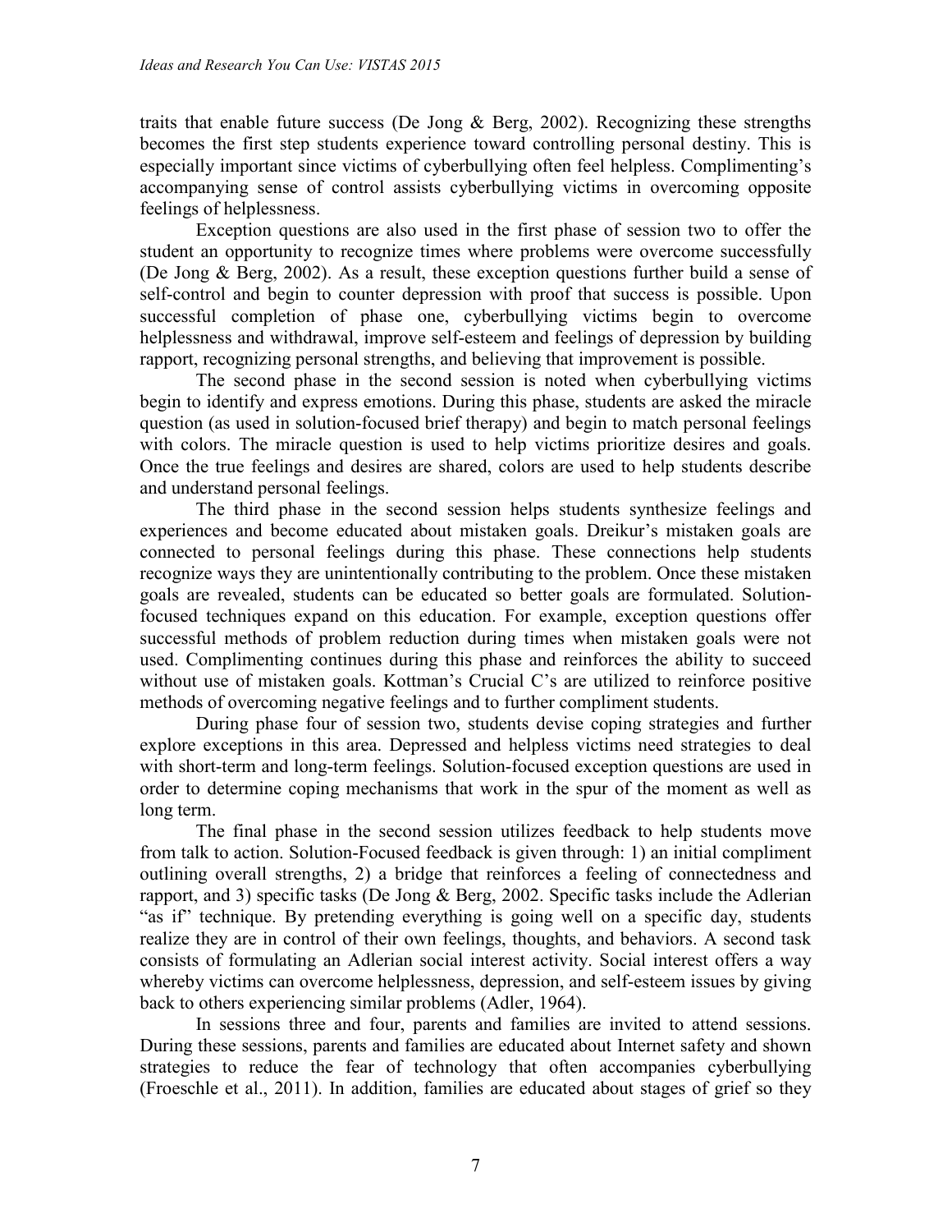traits that enable future success (De Jong & Berg, 2002). Recognizing these strengths becomes the first step students experience toward controlling personal destiny. This is especially important since victims of cyberbullying often feel helpless. Complimenting's accompanying sense of control assists cyberbullying victims in overcoming opposite feelings of helplessness.

Exception questions are also used in the first phase of session two to offer the student an opportunity to recognize times where problems were overcome successfully (De Jong & Berg, 2002). As a result, these exception questions further build a sense of self-control and begin to counter depression with proof that success is possible. Upon successful completion of phase one, cyberbullying victims begin to overcome helplessness and withdrawal, improve self-esteem and feelings of depression by building rapport, recognizing personal strengths, and believing that improvement is possible.

The second phase in the second session is noted when cyberbullying victims begin to identify and express emotions. During this phase, students are asked the miracle question (as used in solution-focused brief therapy) and begin to match personal feelings with colors. The miracle question is used to help victims prioritize desires and goals. Once the true feelings and desires are shared, colors are used to help students describe and understand personal feelings.

The third phase in the second session helps students synthesize feelings and experiences and become educated about mistaken goals. Dreikur's mistaken goals are connected to personal feelings during this phase. These connections help students recognize ways they are unintentionally contributing to the problem. Once these mistaken goals are revealed, students can be educated so better goals are formulated. Solution-focused techniques expand on this education. For example, exception questions offer successful methods of problem reduction during times when mistaken goals were not used. Complimenting continues during this phase and reinforces the ability to succeed without use of mistaken goals. Kottman's Crucial C's are utilized to reinforce positive methods of overcoming negative feelings and to further compliment students.

During phase four of session two, students devise coping strategies and further explore exceptions in this area. Depressed and helpless victims need strategies to deal with short-term and long-term feelings. Solution-focused exception questions are used in order to determine coping mechanisms that work in the spur of the moment as well as long term.

The final phase in the second session utilizes feedback to help students move from talk to action. Solution-Focused feedback is given through: 1) an initial compliment outlining overall strengths, 2) a bridge that reinforces a feeling of connectedness and rapport, and 3) specific tasks (De Jong & Berg, 2002. Specific tasks include the Adlerian "as if" technique. By pretending everything is going well on a specific day, students realize they are in control of their own feelings, thoughts, and behaviors. A second task consists of formulating an Adlerian social interest activity. Social interest offers a way whereby victims can overcome helplessness, depression, and self-esteem issues by giving back to others experiencing similar problems (Adler, 1964).

In sessions three and four, parents and families are invited to attend sessions. During these sessions, parents and families are educated about Internet safety and shown strategies to reduce the fear of technology that often accompanies cyberbullying (Froeschle et al., 2011). In addition, families are educated about stages of grief so they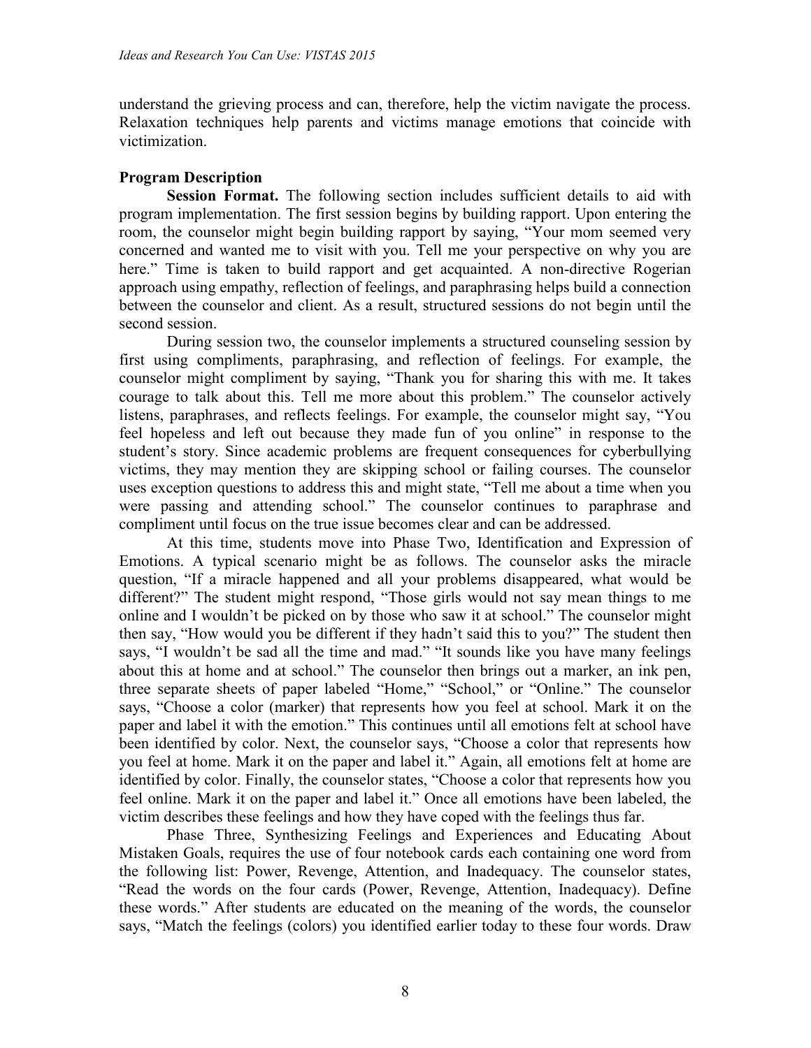understand the grieving process and can, therefore, help the victim navigate the process. Relaxation techniques help parents and victims manage emotions that coincide with victimization.

## Program Description

**Session Format.** The following section includes sufficient details to aid with program implementation. The first session begins by building rapport. Upon entering the room, the counselor might begin building rapport by saying, "Your mom seemed very concerned and wanted me to visit with you. Tell me your perspective on why you are here." Time is taken to build rapport and get acquainted. A non-directive Rogerian approach using empathy, reflection of feelings, and paraphrasing helps build a connection between the counselor and client. As a result, structured sessions do not begin until the second session.

During session two, the counselor implements a structured counseling session by first using compliments, paraphrasing, and reflection of feelings. For example, the counselor might compliment by saying, "Thank you for sharing this with me. It takes courage to talk about this. Tell me more about this problem." The counselor actively listens, paraphrases, and reflects feelings. For example, the counselor might say, "You feel hopeless and left out because they made fun of you online" in response to the student's story. Since academic problems are frequent consequences for cyberbullying victims, they may mention they are skipping school or failing courses. The counselor uses exception questions to address this and might state, "Tell me about a time when you were passing and attending school." The counselor continues to paraphrase and compliment until focus on the true issue becomes clear and can be addressed.

At this time, students move into Phase Two, Identification and Expression of Emotions. A typical scenario might be as follows. The counselor asks the miracle question, "If a miracle happened and all your problems disappeared, what would be different?" The student might respond, "Those girls would not say mean things to me online and I wouldn't be picked on by those who saw it at school." The counselor might then say, "How would you be different if they hadn't said this to you?" The student then says, "I wouldn't be sad all the time and mad." "It sounds like you have many feelings about this at home and at school." The counselor then brings out a marker, an ink pen, three separate sheets of paper labeled "Home," "School," or "Online." The counselor says, "Choose a color (marker) that represents how you feel at school. Mark it on the paper and label it with the emotion." This continues until all emotions felt at school have been identified by color. Next, the counselor says, "Choose a color that represents how you feel at home. Mark it on the paper and label it." Again, all emotions felt at home are identified by color. Finally, the counselor states, "Choose a color that represents how you feel online. Mark it on the paper and label it." Once all emotions have been labeled, the victim describes these feelings and how they have coped with the feelings thus far.

Phase Three, Synthesizing Feelings and Experiences and Educating About Mistaken Goals, requires the use of four notebook cards each containing one word from the following list: Power, Revenge, Attention, and Inadequacy. The counselor states, "Read the words on the four cards (Power, Revenge, Attention, Inadequacy). Define these words." After students are educated on the meaning of the words, the counselor says, "Match the feelings (colors) you identified earlier today to these four words. Draw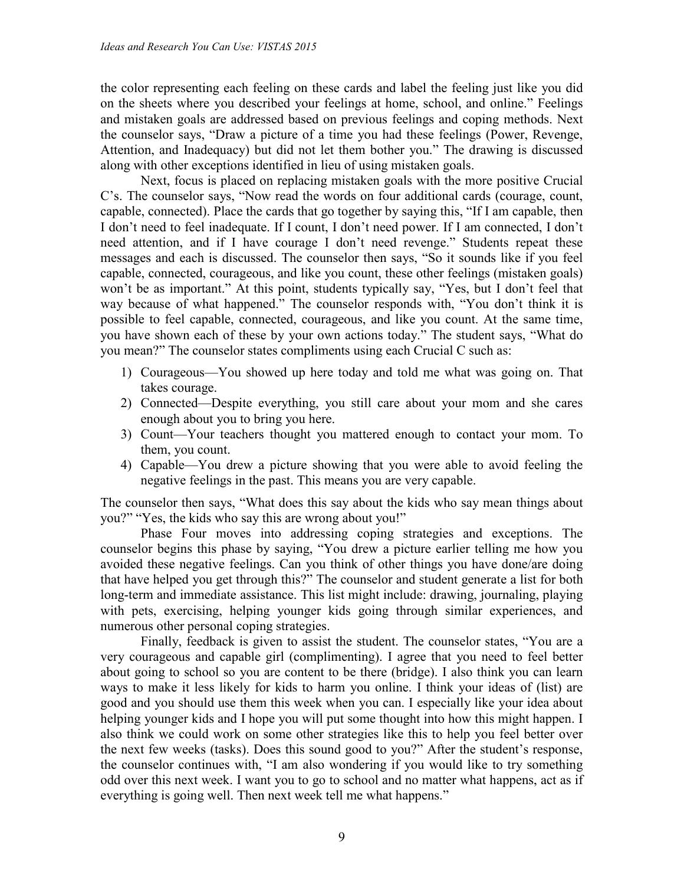the color representing each feeling on these cards and label the feeling just like you did on the sheets where you described your feelings at home, school, and online." Feelings and mistaken goals are addressed based on previous feelings and coping methods. Next the counselor says, "Draw a picture of a time you had these feelings (Power, Revenge, Attention, and Inadequacy) but did not let them bother you." The drawing is discussed along with other exceptions identified in lieu of using mistaken goals.

Next, focus is placed on replacing mistaken goals with the more positive Crucial C's. The counselor says, "Now read the words on four additional cards (courage, count, capable, connected). Place the cards that go together by saying this, "If I am capable, then I don't need to feel inadequate. If I count, I don't need power. If I am connected, I don't need attention, and if I have courage I don't need revenge." Students repeat these messages and each is discussed. The counselor then says, "So it sounds like if you feel capable, connected, courageous, and like you count, these other feelings (mistaken goals) won't be as important." At this point, students typically say, "Yes, but I don't feel that way because of what happened." The counselor responds with, "You don't think it is possible to feel capable, connected, courageous, and like you count. At the same time, you have shown each of these by your own actions today." The student says, "What do you mean?" The counselor states compliments using each Crucial C such as:

1) Courageous—You showed up here today and told me what was going on. That takes courage.
2) Connected—Despite everything, you still care about your mom and she cares enough about you to bring you here.
3) Count—Your teachers thought you mattered enough to contact your mom. To them, you count.
4) Capable—You drew a picture showing that you were able to avoid feeling the negative feelings in the past. This means you are very capable.

The counselor then says, "What does this say about the kids who say mean things about you?" "Yes, the kids who say this are wrong about you!"

Phase Four moves into addressing coping strategies and exceptions. The counselor begins this phase by saying, "You drew a picture earlier telling me how you avoided these negative feelings. Can you think of other things you have done/are doing that have helped you get through this?" The counselor and student generate a list for both long-term and immediate assistance. This list might include: drawing, journaling, playing with pets, exercising, helping younger kids going through similar experiences, and numerous other personal coping strategies.

Finally, feedback is given to assist the student. The counselor states, "You are a very courageous and capable girl (complimenting). I agree that you need to feel better about going to school so you are content to be there (bridge). I also think you can learn ways to make it less likely for kids to harm you online. I think your ideas of (list) are good and you should use them this week when you can. I especially like your idea about helping younger kids and I hope you will put some thought into how this might happen. I also think we could work on some other strategies like this to help you feel better over the next few weeks (tasks). Does this sound good to you?" After the student's response, the counselor continues with, "I am also wondering if you would like to try something odd over this next week. I want you to go to school and no matter what happens, act as if everything is going well. Then next week tell me what happens."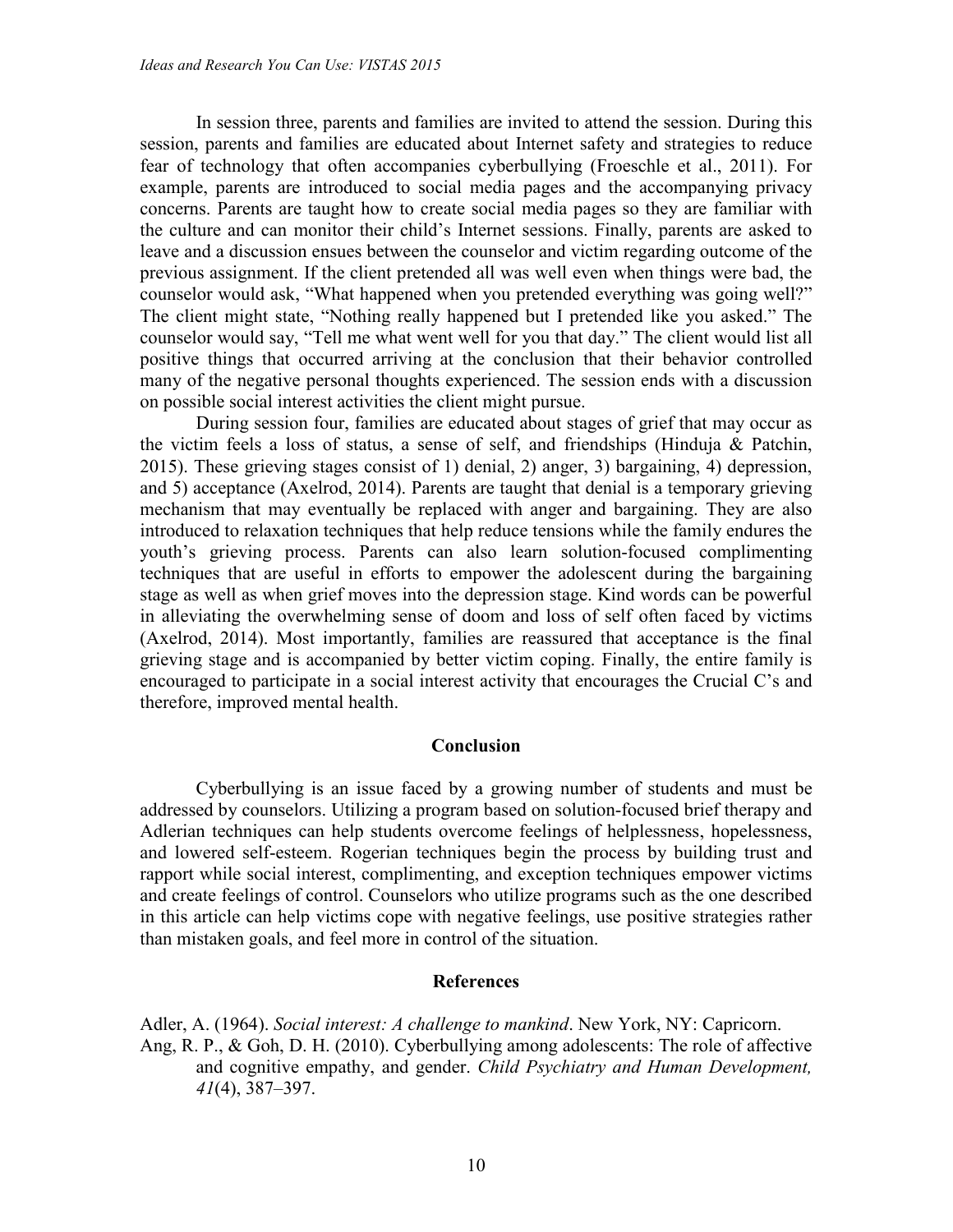In session three, parents and families are invited to attend the session. During this session, parents and families are educated about Internet safety and strategies to reduce fear of technology that often accompanies cyberbullying (Froeschle et al., 2011). For example, parents are introduced to social media pages and the accompanying privacy concerns. Parents are taught how to create social media pages so they are familiar with the culture and can monitor their child's Internet sessions. Finally, parents are asked to leave and a discussion ensues between the counselor and victim regarding outcome of the previous assignment. If the client pretended all was well even when things were bad, the counselor would ask, "What happened when you pretended everything was going well?" The client might state, "Nothing really happened but I pretended like you asked." The counselor would say, "Tell me what went well for you that day." The client would list all positive things that occurred arriving at the conclusion that their behavior controlled many of the negative personal thoughts experienced. The session ends with a discussion on possible social interest activities the client might pursue.

During session four, families are educated about stages of grief that may occur as the victim feels a loss of status, a sense of self, and friendships (Hinduja & Patchin, 2015). These grieving stages consist of 1) denial, 2) anger, 3) bargaining, 4) depression, and 5) acceptance (Axelrod, 2014). Parents are taught that denial is a temporary grieving mechanism that may eventually be replaced with anger and bargaining. They are also introduced to relaxation techniques that help reduce tensions while the family endures the youth's grieving process. Parents can also learn solution-focused complimenting techniques that are useful in efforts to empower the adolescent during the bargaining stage as well as when grief moves into the depression stage. Kind words can be powerful in alleviating the overwhelming sense of doom and loss of self often faced by victims (Axelrod, 2014). Most importantly, families are reassured that acceptance is the final grieving stage and is accompanied by better victim coping. Finally, the entire family is encouraged to participate in a social interest activity that encourages the Crucial C's and therefore, improved mental health.

## Conclusion

Cyberbullying is an issue faced by a growing number of students and must be addressed by counselors. Utilizing a program based on solution-focused brief therapy and Adlerian techniques can help students overcome feelings of helplessness, hopelessness, and lowered self-esteem. Rogerian techniques begin the process by building trust and rapport while social interest, complimenting, and exception techniques empower victims and create feelings of control. Counselors who utilize programs such as the one described in this article can help victims cope with negative feelings, use positive strategies rather than mistaken goals, and feel more in control of the situation.

## References

Adler, A. (1964). *Social interest: A challenge to mankind*. New York, NY: Capricorn.

Ang, R. P., & Goh, D. H. (2010). Cyberbullying among adolescents: The role of affective and cognitive empathy, and gender. *Child Psychiatry and Human Development, 41*(4), 387–397.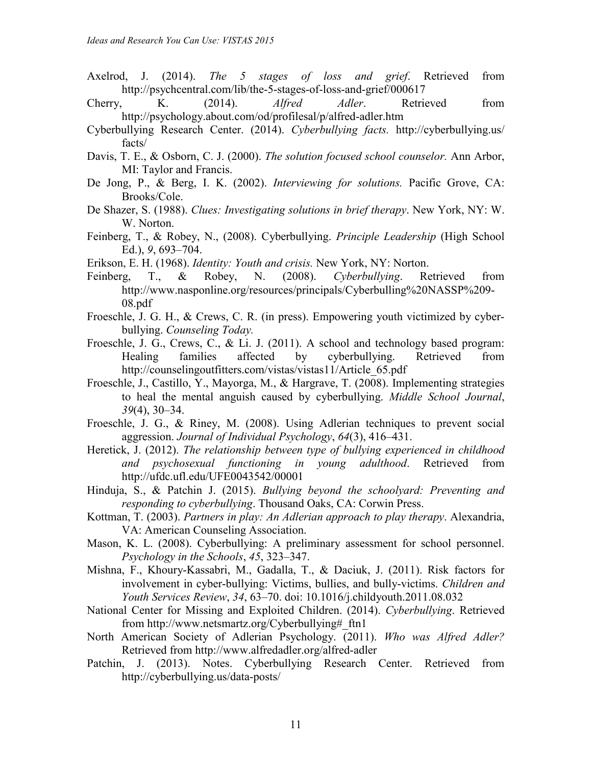Axelrod, J. (2014). *The 5 stages of loss and grief*. Retrieved from http://psychcentral.com/lib/the-5-stages-of-loss-and-grief/000617

Cherry, K. (2014). *Alfred Adler*. Retrieved from http://psychology.about.com/od/profilesal/p/alfred-adler.htm

Cyberbullying Research Center. (2014). *Cyberbullying facts.* http://cyberbullying.us/facts/

Davis, T. E., & Osborn, C. J. (2000). *The solution focused school counselor.* Ann Arbor, MI: Taylor and Francis.

De Jong, P., & Berg, I. K. (2002). *Interviewing for solutions.* Pacific Grove, CA: Brooks/Cole.

De Shazer, S. (1988). *Clues: Investigating solutions in brief therapy*. New York, NY: W. W. Norton.

Feinberg, T., & Robey, N., (2008). Cyberbullying. *Principle Leadership* (High School Ed.), *9*, 693–704.

Erikson, E. H. (1968). *Identity: Youth and crisis.* New York, NY: Norton.

Feinberg, T., & Robey, N. (2008). *Cyberbullying*. Retrieved from http://www.nasponline.org/resources/principals/Cyberbulling%20NASSP%209-08.pdf

Froeschle, J. G. H., & Crews, C. R. (in press). Empowering youth victimized by cyber-bullying. *Counseling Today.*

Froeschle, J. G., Crews, C., & Li. J. (2011). A school and technology based program: Healing families affected by cyberbullying. Retrieved from http://counselingoutfitters.com/vistas/vistas11/Article_65.pdf

Froeschle, J., Castillo, Y., Mayorga, M., & Hargrave, T. (2008). Implementing strategies to heal the mental anguish caused by cyberbullying. *Middle School Journal*, *39*(4), 30–34.

Froeschle, J. G., & Riney, M. (2008). Using Adlerian techniques to prevent social aggression. *Journal of Individual Psychology*, *64*(3), 416–431.

Heretick, J. (2012). *The relationship between type of bullying experienced in childhood and psychosexual functioning in young adulthood*. Retrieved from http://ufdc.ufl.edu/UFE0043542/00001

Hinduja, S., & Patchin J. (2015). *Bullying beyond the schoolyard: Preventing and responding to cyberbullying*. Thousand Oaks, CA: Corwin Press.

Kottman, T. (2003). *Partners in play: An Adlerian approach to play therapy*. Alexandria, VA: American Counseling Association.

Mason, K. L. (2008). Cyberbullying: A preliminary assessment for school personnel. *Psychology in the Schools*, *45*, 323–347.

Mishna, F., Khoury-Kassabri, M., Gadalla, T., & Daciuk, J. (2011). Risk factors for involvement in cyber-bullying: Victims, bullies, and bully-victims. *Children and Youth Services Review*, *34*, 63–70. doi: 10.1016/j.childyouth.2011.08.032

National Center for Missing and Exploited Children. (2014). *Cyberbullying*. Retrieved from http://www.netsmartz.org/Cyberbullying#_ftn1

North American Society of Adlerian Psychology. (2011). *Who was Alfred Adler?* Retrieved from http://www.alfredadler.org/alfred-adler

Patchin, J. (2013). Notes. Cyberbullying Research Center. Retrieved from http://cyberbullying.us/data-posts/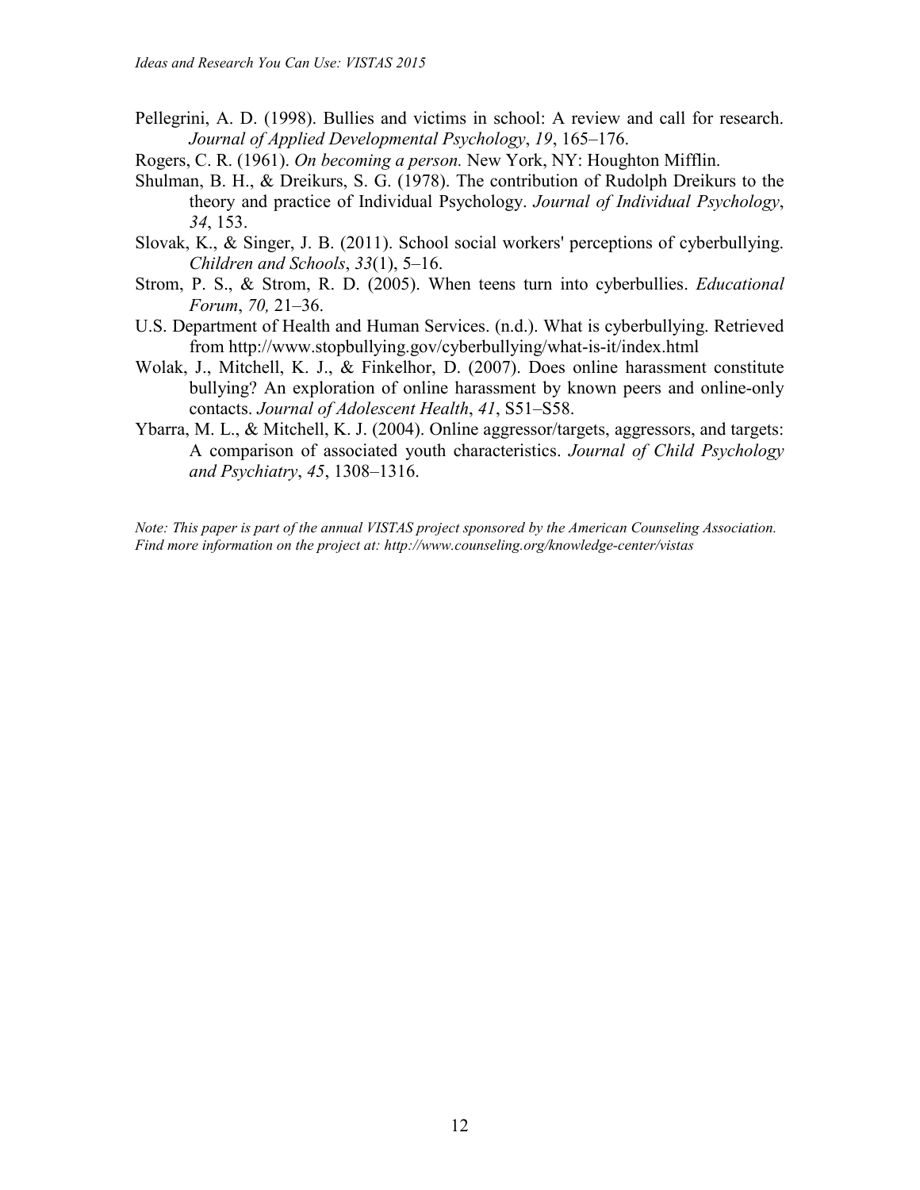Pellegrini, A. D. (1998). Bullies and victims in school: A review and call for research. *Journal of Applied Developmental Psychology*, *19*, 165–176.

Rogers, C. R. (1961). *On becoming a person.* New York, NY: Houghton Mifflin.

Shulman, B. H., & Dreikurs, S. G. (1978). The contribution of Rudolph Dreikurs to the theory and practice of Individual Psychology. *Journal of Individual Psychology*, *34*, 153.

Slovak, K., & Singer, J. B. (2011). School social workers' perceptions of cyberbullying. *Children and Schools*, *33*(1), 5–16.

Strom, P. S., & Strom, R. D. (2005). When teens turn into cyberbullies. *Educational Forum*, *70,* 21–36.

U.S. Department of Health and Human Services. (n.d.). What is cyberbullying. Retrieved from http://www.stopbullying.gov/cyberbullying/what-is-it/index.html

Wolak, J., Mitchell, K. J., & Finkelhor, D. (2007). Does online harassment constitute bullying? An exploration of online harassment by known peers and online-only contacts. *Journal of Adolescent Health*, *41*, S51–S58.

Ybarra, M. L., & Mitchell, K. J. (2004). Online aggressor/targets, aggressors, and targets: A comparison of associated youth characteristics. *Journal of Child Psychology and Psychiatry*, *45*, 1308–1316.

*Note: This paper is part of the annual VISTAS project sponsored by the American Counseling Association. Find more information on the project at: http://www.counseling.org/knowledge-center/vistas*